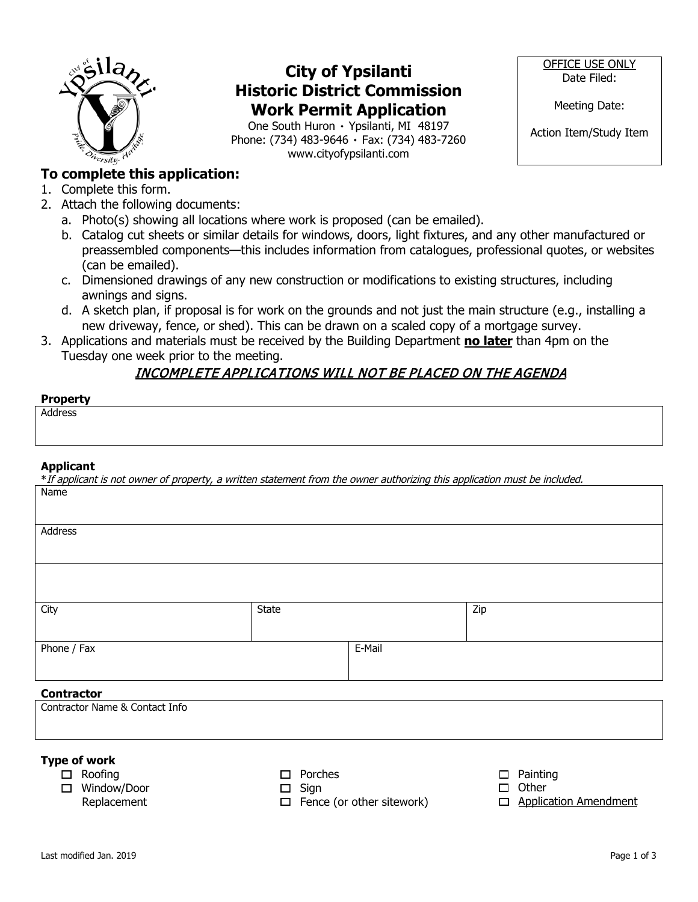# City of Ypsilanti
# Historic District Commission
# Work Permit Application

One South Huron · Ypsilanti, MI 48197
Phone: (734) 483-9646 · Fax: (734) 483-7260
www.cityofypsilanti.com

| OFFICE USE ONLY |
|---|
| Date Filed: |
| Meeting Date: |
| Action Item/Study Item |

## To complete this application:

1. Complete this form.
2. Attach the following documents:
   a. Photo(s) showing all locations where work is proposed (can be emailed).
   b. Catalog cut sheets or similar details for windows, doors, light fixtures, and any other manufactured or preassembled components—this includes information from catalogues, professional quotes, or websites (can be emailed).
   c. Dimensioned drawings of any new construction or modifications to existing structures, including awnings and signs.
   d. A sketch plan, if proposal is for work on the grounds and not just the main structure (e.g., installing a new driveway, fence, or shed). This can be drawn on a scaled copy of a mortgage survey.
3. Applications and materials must be received by the Building Department **no later** than 4pm on the Tuesday one week prior to the meeting.

***INCOMPLETE APPLICATIONS WILL NOT BE PLACED ON THE AGENDA***

**Property**

| Address |
|---|
| |

**Applicant**

\**If applicant is not owner of property, a written statement from the owner authorizing this application must be included.*

| Name | | |
|---|---|---|
| Address | | |
| | | |
| City | State | Zip |
| Phone / Fax | E-Mail | |

**Contractor**

| Contractor Name & Contact Info |
|---|
| |

**Type of work**

- ☐ Roofing
- ☐ Window/Door Replacement
- ☐ Porches
- ☐ Sign
- ☐ Fence (or other sitework)
- ☐ Painting
- ☐ Other
- ☐ Application Amendment

Last modified Jan. 2019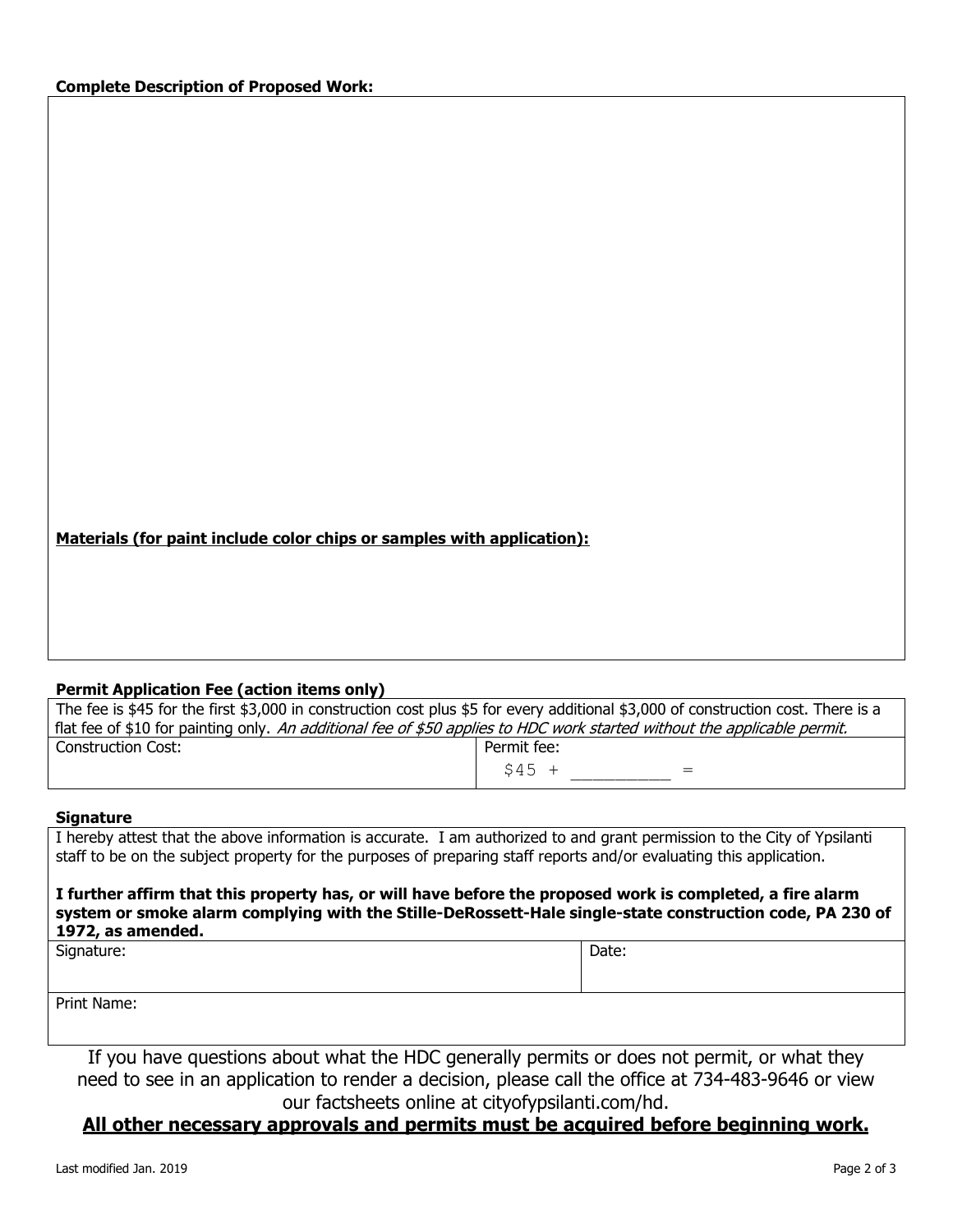**Complete Description of Proposed Work:**

**Materials (for paint include color chips or samples with application):**

**Permit Application Fee (action items only)**

| The fee is $45 for the first $3,000 in construction cost plus $5 for every additional $3,000 of construction cost. There is a flat fee of $10 for painting only. *An additional fee of $50 applies to HDC work started without the applicable permit.* | |
|---|---|
| Construction Cost: | Permit fee: $45 + __________ = |

**Signature**

I hereby attest that the above information is accurate. I am authorized to and grant permission to the City of Ypsilanti staff to be on the subject property for the purposes of preparing staff reports and/or evaluating this application.

**I further affirm that this property has, or will have before the proposed work is completed, a fire alarm system or smoke alarm complying with the Stille-DeRossett-Hale single-state construction code, PA 230 of 1972, as amended.**

| Signature: | Date: |
|---|---|
| Print Name: | |

If you have questions about what the HDC generally permits or does not permit, or what they need to see in an application to render a decision, please call the office at 734-483-9646 or view our factsheets online at cityofypsilanti.com/hd.

**All other necessary approvals and permits must be acquired before beginning work.**

Last modified Jan. 2019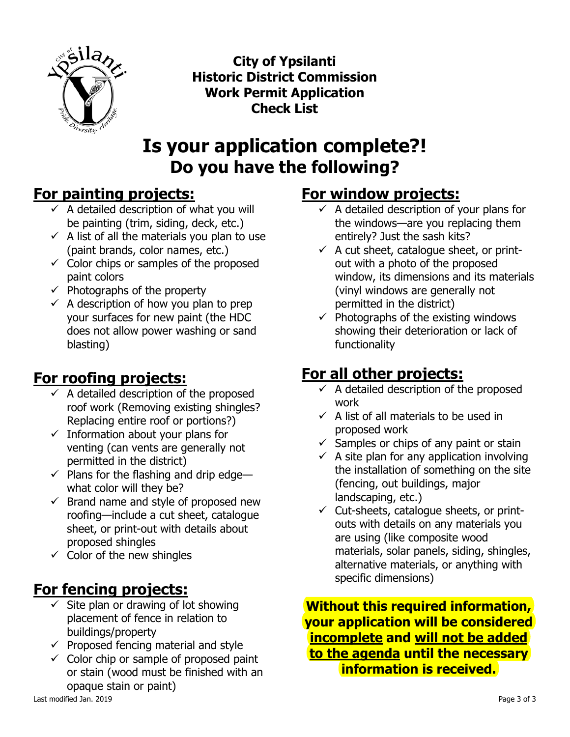**City of Ypsilanti**
**Historic District Commission**
**Work Permit Application**
**Check List**

# Is your application complete?!

## Do you have the following?

### For painting projects:

- ✓ A detailed description of what you will be painting (trim, siding, deck, etc.)
- ✓ A list of all the materials you plan to use (paint brands, color names, etc.)
- ✓ Color chips or samples of the proposed paint colors
- ✓ Photographs of the property
- ✓ A description of how you plan to prep your surfaces for new paint (the HDC does not allow power washing or sand blasting)

### For roofing projects:

- ✓ A detailed description of the proposed roof work (Removing existing shingles? Replacing entire roof or portions?)
- ✓ Information about your plans for venting (can vents are generally not permitted in the district)
- ✓ Plans for the flashing and drip edge—what color will they be?
- ✓ Brand name and style of proposed new roofing—include a cut sheet, catalogue sheet, or print-out with details about proposed shingles
- ✓ Color of the new shingles

### For fencing projects:

- ✓ Site plan or drawing of lot showing placement of fence in relation to buildings/property
- ✓ Proposed fencing material and style
- ✓ Color chip or sample of proposed paint or stain (wood must be finished with an opaque stain or paint)

### For window projects:

- ✓ A detailed description of your plans for the windows—are you replacing them entirely? Just the sash kits?
- ✓ A cut sheet, catalogue sheet, or print-out with a photo of the proposed window, its dimensions and its materials (vinyl windows are generally not permitted in the district)
- ✓ Photographs of the existing windows showing their deterioration or lack of functionality

### For all other projects:

- ✓ A detailed description of the proposed work
- ✓ A list of all materials to be used in proposed work
- ✓ Samples or chips of any paint or stain
- ✓ A site plan for any application involving the installation of something on the site (fencing, out buildings, major landscaping, etc.)
- ✓ Cut-sheets, catalogue sheets, or print-outs with details on any materials you are using (like composite wood materials, solar panels, siding, shingles, alternative materials, or anything with specific dimensions)

**Without this required information, your application will be considered incomplete and will not be added to the agenda until the necessary information is received.**

Last modified Jan. 2019